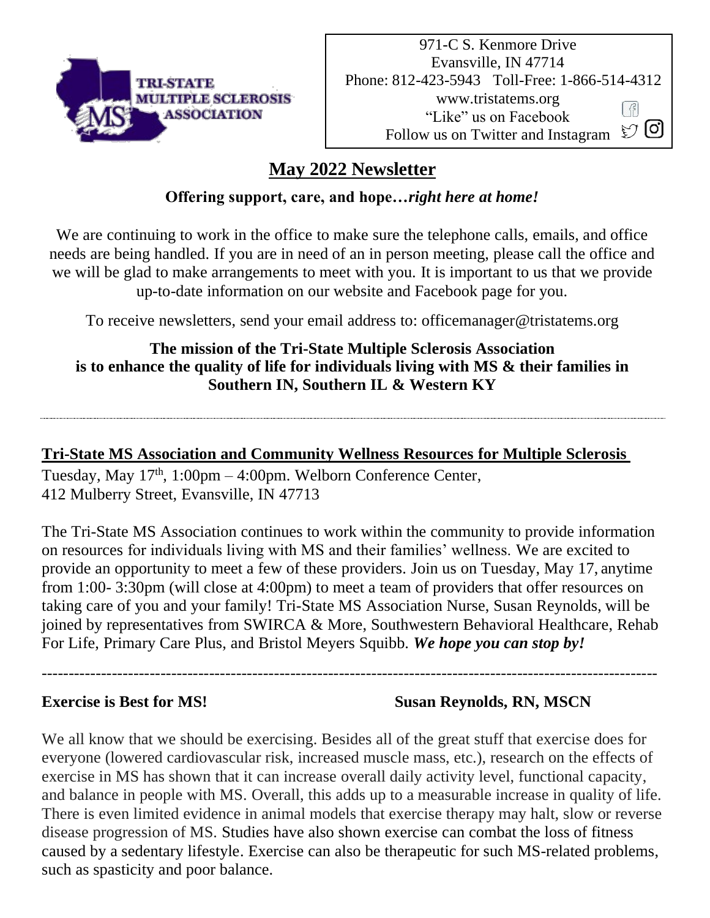971-C S. Kenmore Drive
Evansville, IN 47714
Phone: 812-423-5943 Toll-Free: 1-866-514-4312
www.tristatems.org
"Like" us on Facebook
Follow us on Twitter and Instagram

# May 2022 Newsletter

**Offering support, care, and hope…*right here at home!***

We are continuing to work in the office to make sure the telephone calls, emails, and office needs are being handled. If you are in need of an in person meeting, please call the office and we will be glad to make arrangements to meet with you. It is important to us that we provide up-to-date information on our website and Facebook page for you.

To receive newsletters, send your email address to: officemanager@tristatems.org

**The mission of the Tri-State Multiple Sclerosis Association is to enhance the quality of life for individuals living with MS & their families in Southern IN, Southern IL & Western KY**

---

## Tri-State MS Association and Community Wellness Resources for Multiple Sclerosis

Tuesday, May 17th, 1:00pm – 4:00pm. Welborn Conference Center,
412 Mulberry Street, Evansville, IN 47713

The Tri-State MS Association continues to work within the community to provide information on resources for individuals living with MS and their families' wellness. We are excited to provide an opportunity to meet a few of these providers. Join us on Tuesday, May 17, anytime from 1:00- 3:30pm (will close at 4:00pm) to meet a team of providers that offer resources on taking care of you and your family! Tri-State MS Association Nurse, Susan Reynolds, will be joined by representatives from SWIRCA & More, Southwestern Behavioral Healthcare, Rehab For Life, Primary Care Plus, and Bristol Meyers Squibb. ***We hope you can stop by!***

---

**Exercise is Best for MS!** **Susan Reynolds, RN, MSCN**

We all know that we should be exercising. Besides all of the great stuff that exercise does for everyone (lowered cardiovascular risk, increased muscle mass, etc.), research on the effects of exercise in MS has shown that it can increase overall daily activity level, functional capacity, and balance in people with MS. Overall, this adds up to a measurable increase in quality of life. There is even limited evidence in animal models that exercise therapy may halt, slow or reverse disease progression of MS. Studies have also shown exercise can combat the loss of fitness caused by a sedentary lifestyle. Exercise can also be therapeutic for such MS-related problems, such as spasticity and poor balance.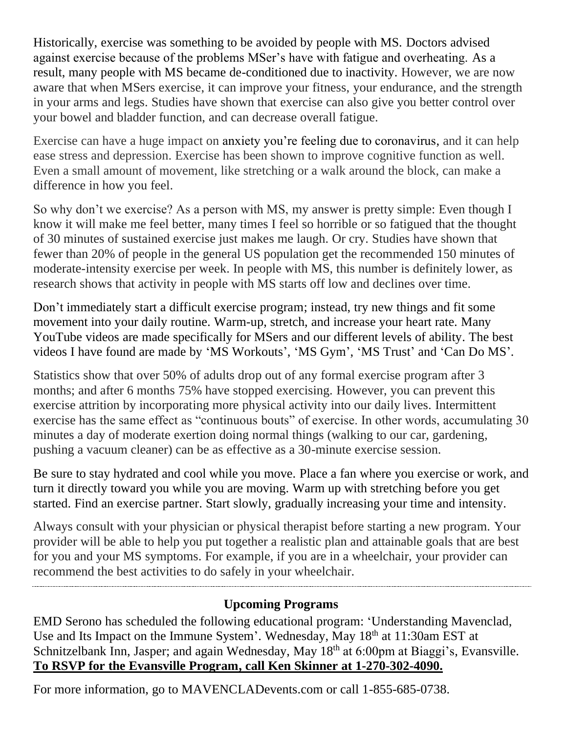Historically, exercise was something to be avoided by people with MS. Doctors advised against exercise because of the problems MSer's have with fatigue and overheating. As a result, many people with MS became de-conditioned due to inactivity. However, we are now aware that when MSers exercise, it can improve your fitness, your endurance, and the strength in your arms and legs. Studies have shown that exercise can also give you better control over your bowel and bladder function, and can decrease overall fatigue.

Exercise can have a huge impact on anxiety you're feeling due to coronavirus, and it can help ease stress and depression. Exercise has been shown to improve cognitive function as well. Even a small amount of movement, like stretching or a walk around the block, can make a difference in how you feel.

So why don't we exercise? As a person with MS, my answer is pretty simple: Even though I know it will make me feel better, many times I feel so horrible or so fatigued that the thought of 30 minutes of sustained exercise just makes me laugh. Or cry. Studies have shown that fewer than 20% of people in the general US population get the recommended 150 minutes of moderate-intensity exercise per week. In people with MS, this number is definitely lower, as research shows that activity in people with MS starts off low and declines over time.

Don't immediately start a difficult exercise program; instead, try new things and fit some movement into your daily routine. Warm-up, stretch, and increase your heart rate. Many YouTube videos are made specifically for MSers and our different levels of ability. The best videos I have found are made by 'MS Workouts', 'MS Gym', 'MS Trust' and 'Can Do MS'.

Statistics show that over 50% of adults drop out of any formal exercise program after 3 months; and after 6 months 75% have stopped exercising. However, you can prevent this exercise attrition by incorporating more physical activity into our daily lives. Intermittent exercise has the same effect as "continuous bouts" of exercise. In other words, accumulating 30 minutes a day of moderate exertion doing normal things (walking to our car, gardening, pushing a vacuum cleaner) can be as effective as a 30-minute exercise session.

Be sure to stay hydrated and cool while you move. Place a fan where you exercise or work, and turn it directly toward you while you are moving. Warm up with stretching before you get started. Find an exercise partner. Start slowly, gradually increasing your time and intensity.

Always consult with your physician or physical therapist before starting a new program. Your provider will be able to help you put together a realistic plan and attainable goals that are best for you and your MS symptoms. For example, if you are in a wheelchair, your provider can recommend the best activities to do safely in your wheelchair.

---

## Upcoming Programs

EMD Serono has scheduled the following educational program: 'Understanding Mavenclad, Use and Its Impact on the Immune System'. Wednesday, May 18th at 11:30am EST at Schnitzelbank Inn, Jasper; and again Wednesday, May 18th at 6:00pm at Biaggi's, Evansville. **To RSVP for the Evansville Program, call Ken Skinner at 1-270-302-4090.**

For more information, go to MAVENCLADevents.com or call 1-855-685-0738.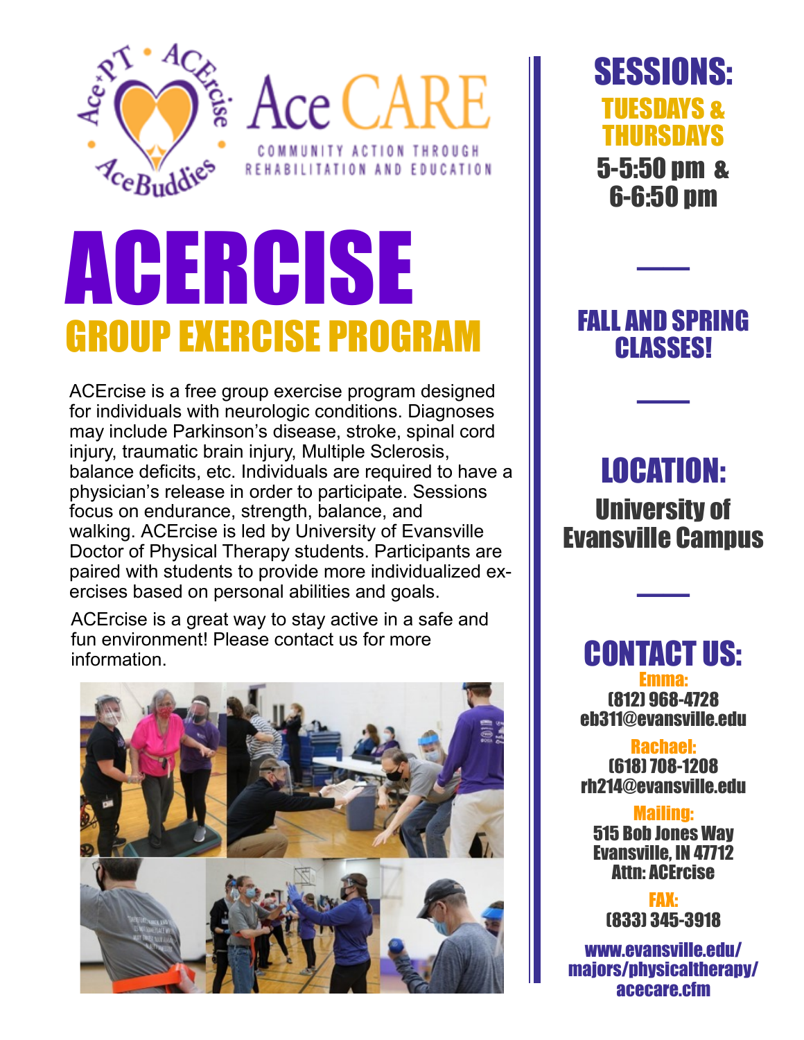Ace+PT • ACErcise • AceBuddies

# Ace CARE

COMMUNITY ACTION THROUGH REHABILITATION AND EDUCATION

# ACERCISE

## GROUP EXERCISE PROGRAM

ACErcise is a free group exercise program designed for individuals with neurologic conditions. Diagnoses may include Parkinson's disease, stroke, spinal cord injury, traumatic brain injury, Multiple Sclerosis, balance deficits, etc. Individuals are required to have a physician's release in order to participate. Sessions focus on endurance, strength, balance, and walking. ACErcise is led by University of Evansville Doctor of Physical Therapy students. Participants are paired with students to provide more individualized exercises based on personal abilities and goals.

ACErcise is a great way to stay active in a safe and fun environment! Please contact us for more information.

## SESSIONS:

**TUESDAYS & THURSDAYS**

5-5:50 pm & 6-6:50 pm

---

**FALL AND SPRING CLASSES!**

---

## LOCATION:

University of Evansville Campus

---

## CONTACT US:

**Emma:**
(812) 968-4728
eb311@evansville.edu

**Rachael:**
(618) 708-1208
rh214@evansville.edu

**Mailing:**
515 Bob Jones Way
Evansville, IN 47712
Attn: ACErcise

**FAX:**
(833) 345-3918

www.evansville.edu/majors/physicaltherapy/acecare.cfm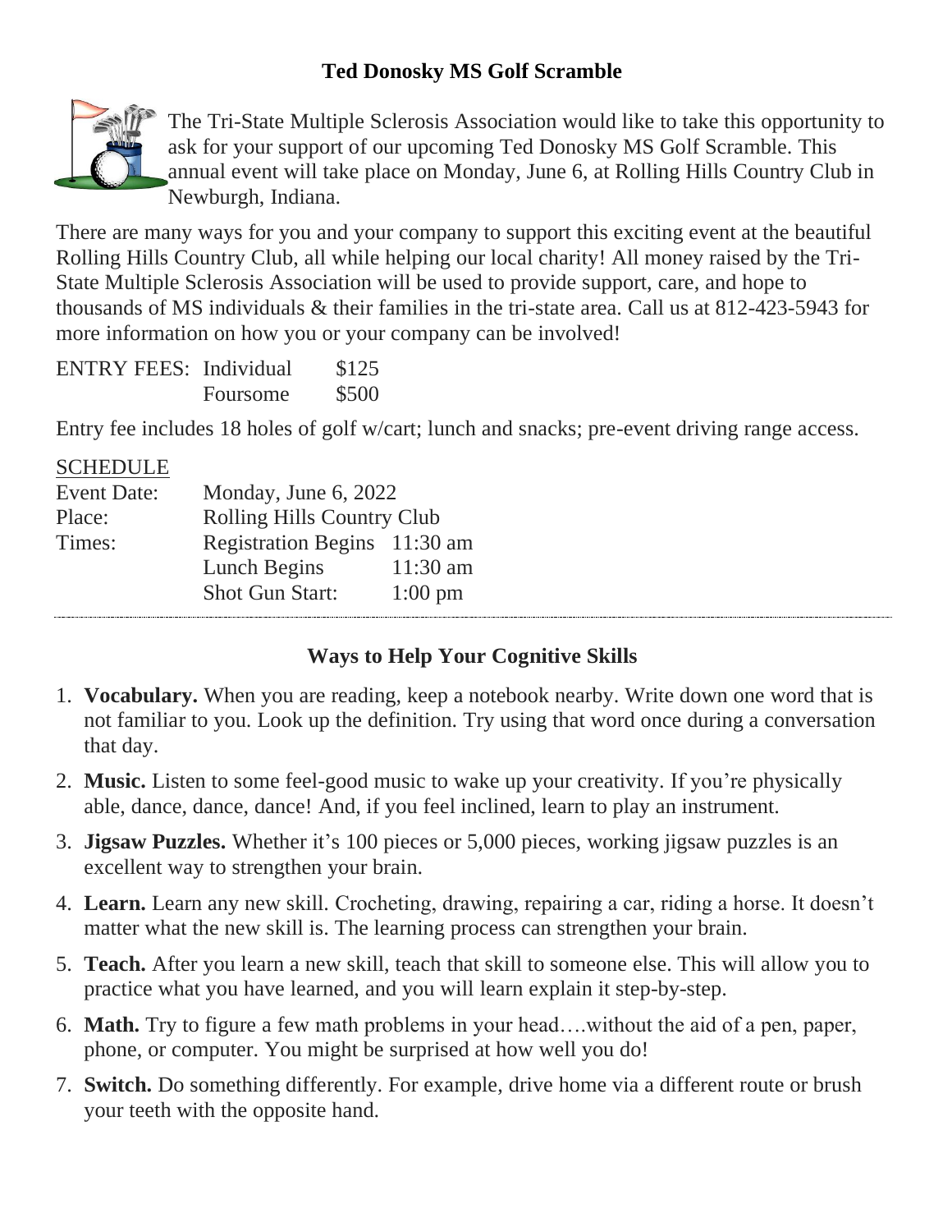## Ted Donosky MS Golf Scramble

The Tri-State Multiple Sclerosis Association would like to take this opportunity to ask for your support of our upcoming Ted Donosky MS Golf Scramble. This annual event will take place on Monday, June 6, at Rolling Hills Country Club in Newburgh, Indiana.

There are many ways for you and your company to support this exciting event at the beautiful Rolling Hills Country Club, all while helping our local charity! All money raised by the Tri-State Multiple Sclerosis Association will be used to provide support, care, and hope to thousands of MS individuals & their families in the tri-state area. Call us at 812-423-5943 for more information on how you or your company can be involved!

| | | |
|---|---|---|
| ENTRY FEES: | Individual | $125 |
| | Foursome | $500 |

Entry fee includes 18 holes of golf w/cart; lunch and snacks; pre-event driving range access.

SCHEDULE

| | | |
|---|---|---|
| Event Date: | Monday, June 6, 2022 | |
| Place: | Rolling Hills Country Club | |
| Times: | Registration Begins | 11:30 am |
| | Lunch Begins | 11:30 am |
| | Shot Gun Start: | 1:00 pm |

---

## Ways to Help Your Cognitive Skills

1. **Vocabulary.** When you are reading, keep a notebook nearby. Write down one word that is not familiar to you. Look up the definition. Try using that word once during a conversation that day.
2. **Music.** Listen to some feel-good music to wake up your creativity. If you're physically able, dance, dance, dance! And, if you feel inclined, learn to play an instrument.
3. **Jigsaw Puzzles.** Whether it's 100 pieces or 5,000 pieces, working jigsaw puzzles is an excellent way to strengthen your brain.
4. **Learn.** Learn any new skill. Crocheting, drawing, repairing a car, riding a horse. It doesn't matter what the new skill is. The learning process can strengthen your brain.
5. **Teach.** After you learn a new skill, teach that skill to someone else. This will allow you to practice what you have learned, and you will learn explain it step-by-step.
6. **Math.** Try to figure a few math problems in your head….without the aid of a pen, paper, phone, or computer. You might be surprised at how well you do!
7. **Switch.** Do something differently. For example, drive home via a different route or brush your teeth with the opposite hand.